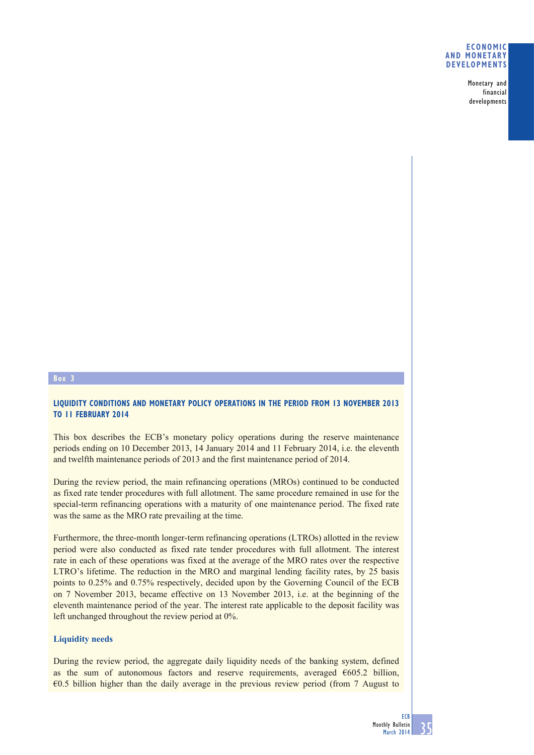Box 3

## LIQUIDITY CONDITIONS AND MONETARY POLICY OPERATIONS IN THE PERIOD FROM 13 NOVEMBER 2013 TO 11 FEBRUARY 2014

This box describes the ECB's monetary policy operations during the reserve maintenance periods ending on 10 December 2013, 14 January 2014 and 11 February 2014, i.e. the eleventh and twelfth maintenance periods of 2013 and the first maintenance period of 2014.

During the review period, the main refinancing operations (MROs) continued to be conducted as fixed rate tender procedures with full allotment. The same procedure remained in use for the special-term refinancing operations with a maturity of one maintenance period. The fixed rate was the same as the MRO rate prevailing at the time.

Furthermore, the three-month longer-term refinancing operations (LTROs) allotted in the review period were also conducted as fixed rate tender procedures with full allotment. The interest rate in each of these operations was fixed at the average of the MRO rates over the respective LTRO's lifetime. The reduction in the MRO and marginal lending facility rates, by 25 basis points to 0.25% and 0.75% respectively, decided upon by the Governing Council of the ECB on 7 November 2013, became effective on 13 November 2013, i.e. at the beginning of the eleventh maintenance period of the year. The interest rate applicable to the deposit facility was left unchanged throughout the review period at 0%.

### Liquidity needs

During the review period, the aggregate daily liquidity needs of the banking system, defined as the sum of autonomous factors and reserve requirements, averaged €605.2 billion, €0.5 billion higher than the daily average in the previous review period (from 7 August to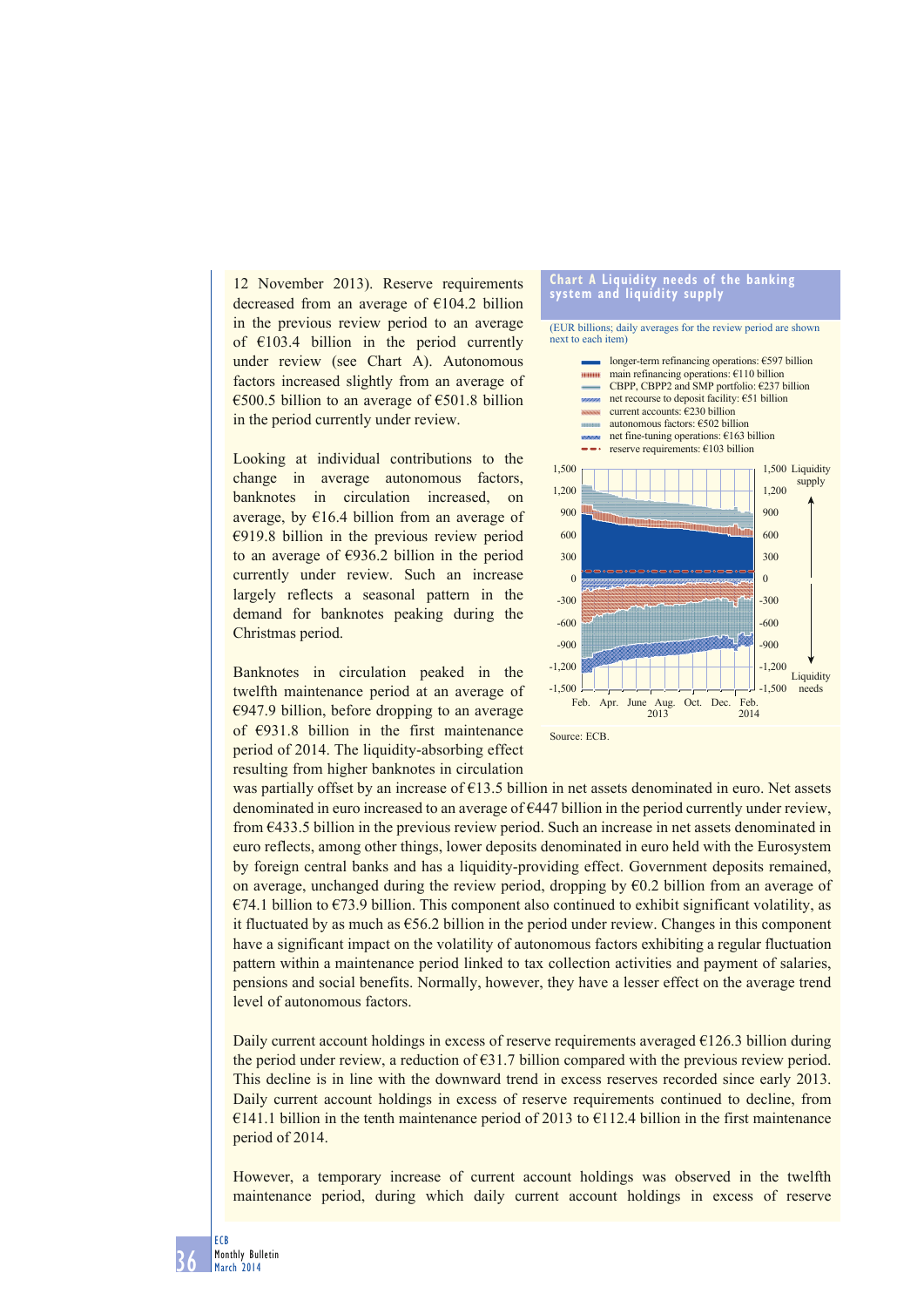12 November 2013). Reserve requirements decreased from an average of €104.2 billion in the previous review period to an average of €103.4 billion in the period currently under review (see Chart A). Autonomous factors increased slightly from an average of €500.5 billion to an average of €501.8 billion in the period currently under review.

Looking at individual contributions to the change in average autonomous factors, banknotes in circulation increased, on average, by €16.4 billion from an average of €919.8 billion in the previous review period to an average of €936.2 billion in the period currently under review. Such an increase largely reflects a seasonal pattern in the demand for banknotes peaking during the Christmas period.

Banknotes in circulation peaked in the twelfth maintenance period at an average of €947.9 billion, before dropping to an average of €931.8 billion in the first maintenance period of 2014. The liquidity-absorbing effect resulting from higher banknotes in circulation was partially offset by an increase of €13.5 billion in net assets denominated in euro. Net assets denominated in euro increased to an average of €447 billion in the period currently under review, from €433.5 billion in the previous review period. Such an increase in net assets denominated in euro reflects, among other things, lower deposits denominated in euro held with the Eurosystem by foreign central banks and has a liquidity-providing effect. Government deposits remained, on average, unchanged during the review period, dropping by €0.2 billion from an average of €74.1 billion to €73.9 billion. This component also continued to exhibit significant volatility, as it fluctuated by as much as €56.2 billion in the period under review. Changes in this component have a significant impact on the volatility of autonomous factors exhibiting a regular fluctuation pattern within a maintenance period linked to tax collection activities and payment of salaries, pensions and social benefits. Normally, however, they have a lesser effect on the average trend level of autonomous factors.

**Chart A Liquidity needs of the banking system and liquidity supply**

(EUR billions; daily averages for the review period are shown next to each item)

- longer-term refinancing operations: €597 billion
- main refinancing operations: €110 billion
- CBPP, CBPP2 and SMP portfolio: €237 billion
- net recourse to deposit facility: €51 billion
- current accounts: €230 billion
- autonomous factors: €502 billion
- net fine-tuning operations: €163 billion
- reserve requirements: €103 billion

Source: ECB.

Daily current account holdings in excess of reserve requirements averaged €126.3 billion during the period under review, a reduction of €31.7 billion compared with the previous review period. This decline is in line with the downward trend in excess reserves recorded since early 2013. Daily current account holdings in excess of reserve requirements continued to decline, from €141.1 billion in the tenth maintenance period of 2013 to €112.4 billion in the first maintenance period of 2014.

However, a temporary increase of current account holdings was observed in the twelfth maintenance period, during which daily current account holdings in excess of reserve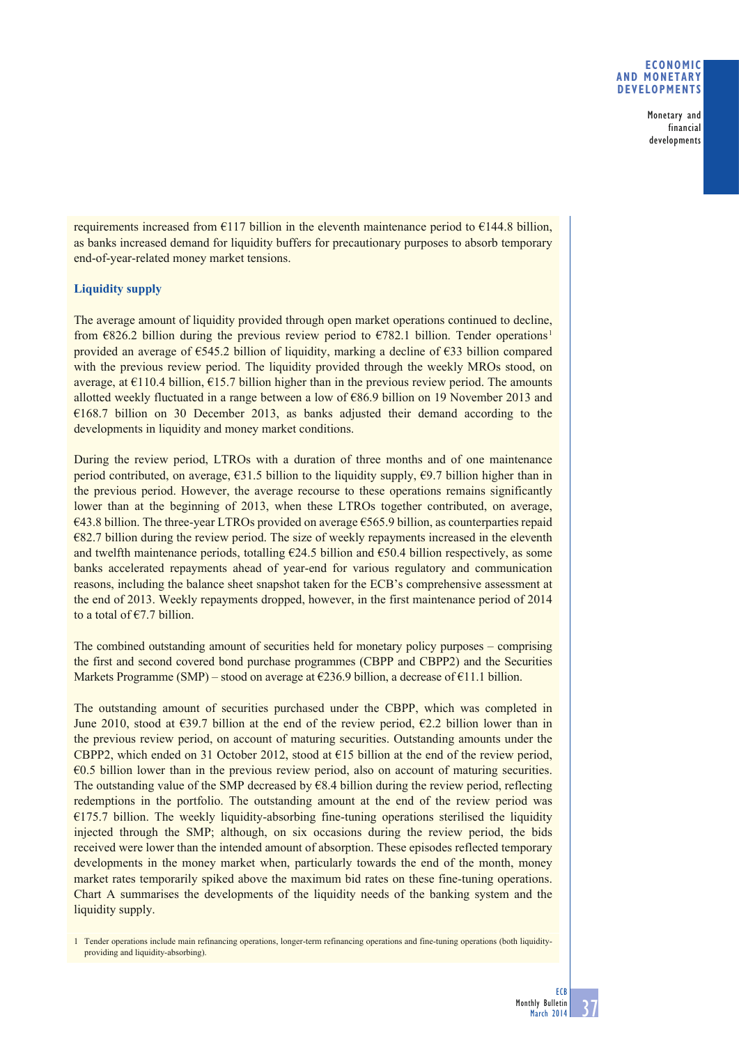requirements increased from €117 billion in the eleventh maintenance period to €144.8 billion, as banks increased demand for liquidity buffers for precautionary purposes to absorb temporary end-of-year-related money market tensions.

### Liquidity supply

The average amount of liquidity provided through open market operations continued to decline, from €826.2 billion during the previous review period to €782.1 billion. Tender operations[1] provided an average of €545.2 billion of liquidity, marking a decline of €33 billion compared with the previous review period. The liquidity provided through the weekly MROs stood, on average, at €110.4 billion, €15.7 billion higher than in the previous review period. The amounts allotted weekly fluctuated in a range between a low of €86.9 billion on 19 November 2013 and €168.7 billion on 30 December 2013, as banks adjusted their demand according to the developments in liquidity and money market conditions.

During the review period, LTROs with a duration of three months and of one maintenance period contributed, on average, €31.5 billion to the liquidity supply, €9.7 billion higher than in the previous period. However, the average recourse to these operations remains significantly lower than at the beginning of 2013, when these LTROs together contributed, on average, €43.8 billion. The three-year LTROs provided on average €565.9 billion, as counterparties repaid €82.7 billion during the review period. The size of weekly repayments increased in the eleventh and twelfth maintenance periods, totalling €24.5 billion and €50.4 billion respectively, as some banks accelerated repayments ahead of year-end for various regulatory and communication reasons, including the balance sheet snapshot taken for the ECB's comprehensive assessment at the end of 2013. Weekly repayments dropped, however, in the first maintenance period of 2014 to a total of €7.7 billion.

The combined outstanding amount of securities held for monetary policy purposes – comprising the first and second covered bond purchase programmes (CBPP and CBPP2) and the Securities Markets Programme (SMP) – stood on average at €236.9 billion, a decrease of €11.1 billion.

The outstanding amount of securities purchased under the CBPP, which was completed in June 2010, stood at €39.7 billion at the end of the review period, €2.2 billion lower than in the previous review period, on account of maturing securities. Outstanding amounts under the CBPP2, which ended on 31 October 2012, stood at €15 billion at the end of the review period, €0.5 billion lower than in the previous review period, also on account of maturing securities. The outstanding value of the SMP decreased by €8.4 billion during the review period, reflecting redemptions in the portfolio. The outstanding amount at the end of the review period was €175.7 billion. The weekly liquidity-absorbing fine-tuning operations sterilised the liquidity injected through the SMP; although, on six occasions during the review period, the bids received were lower than the intended amount of absorption. These episodes reflected temporary developments in the money market when, particularly towards the end of the month, money market rates temporarily spiked above the maximum bid rates on these fine-tuning operations. Chart A summarises the developments of the liquidity needs of the banking system and the liquidity supply.

1 Tender operations include main refinancing operations, longer-term refinancing operations and fine-tuning operations (both liquidity-providing and liquidity-absorbing).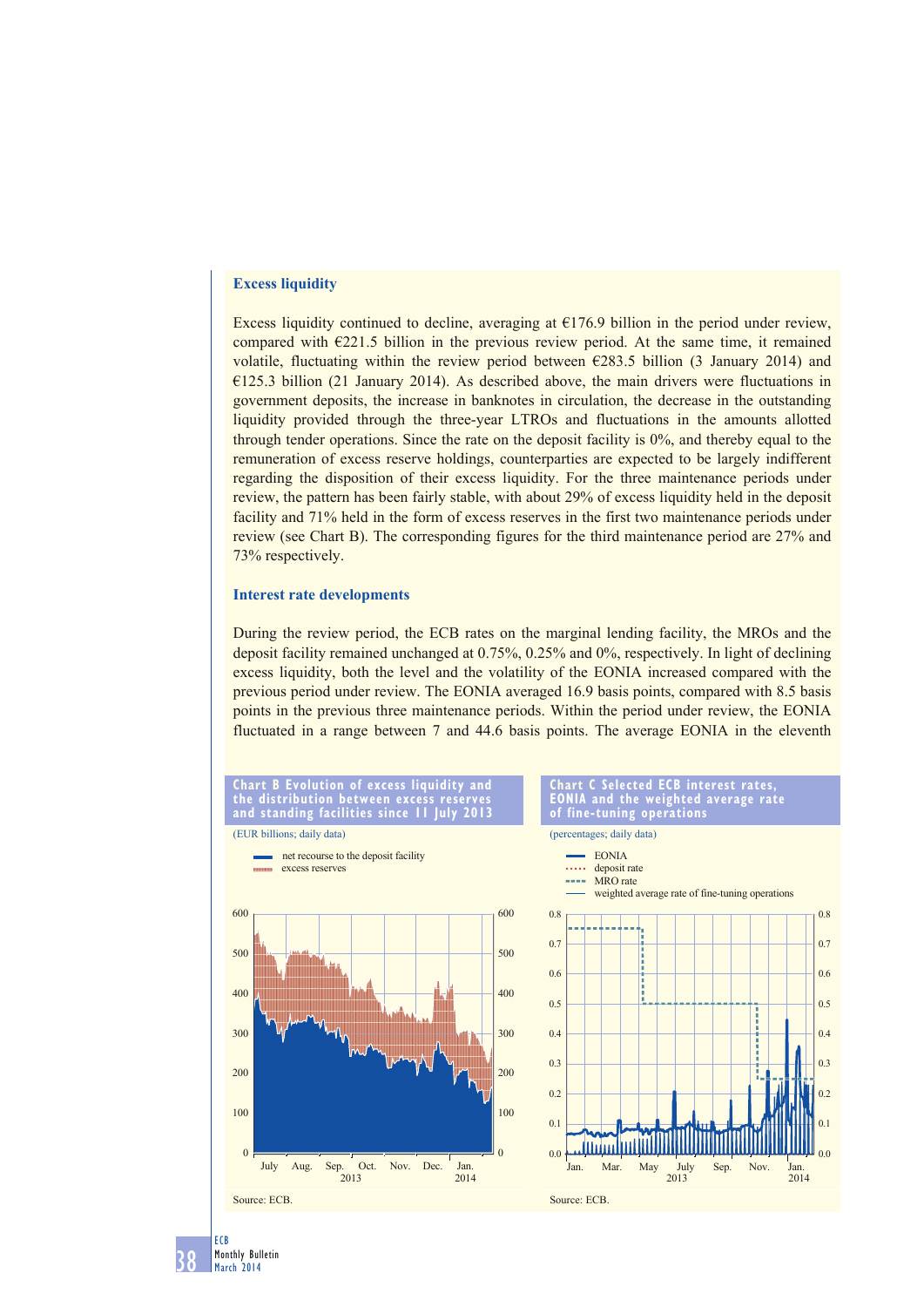### Excess liquidity

Excess liquidity continued to decline, averaging at €176.9 billion in the period under review, compared with €221.5 billion in the previous review period. At the same time, it remained volatile, fluctuating within the review period between €283.5 billion (3 January 2014) and €125.3 billion (21 January 2014). As described above, the main drivers were fluctuations in government deposits, the increase in banknotes in circulation, the decrease in the outstanding liquidity provided through the three-year LTROs and fluctuations in the amounts allotted through tender operations. Since the rate on the deposit facility is 0%, and thereby equal to the remuneration of excess reserve holdings, counterparties are expected to be largely indifferent regarding the disposition of their excess liquidity. For the three maintenance periods under review, the pattern has been fairly stable, with about 29% of excess liquidity held in the deposit facility and 71% held in the form of excess reserves in the first two maintenance periods under review (see Chart B). The corresponding figures for the third maintenance period are 27% and 73% respectively.

### Interest rate developments

During the review period, the ECB rates on the marginal lending facility, the MROs and the deposit facility remained unchanged at 0.75%, 0.25% and 0%, respectively. In light of declining excess liquidity, both the level and the volatility of the EONIA increased compared with the previous period under review. The EONIA averaged 16.9 basis points, compared with 8.5 basis points in the previous three maintenance periods. Within the period under review, the EONIA fluctuated in a range between 7 and 44.6 basis points. The average EONIA in the eleventh

**Chart B Evolution of excess liquidity and the distribution between excess reserves and standing facilities since 11 July 2013**

(EUR billions; daily data)

- net recourse to the deposit facility
- excess reserves

Source: ECB.

**Chart C Selected ECB interest rates, EONIA and the weighted average rate of fine-tuning operations**

(percentages; daily data)

- EONIA
- deposit rate
- MRO rate
- weighted average rate of fine-tuning operations

Source: ECB.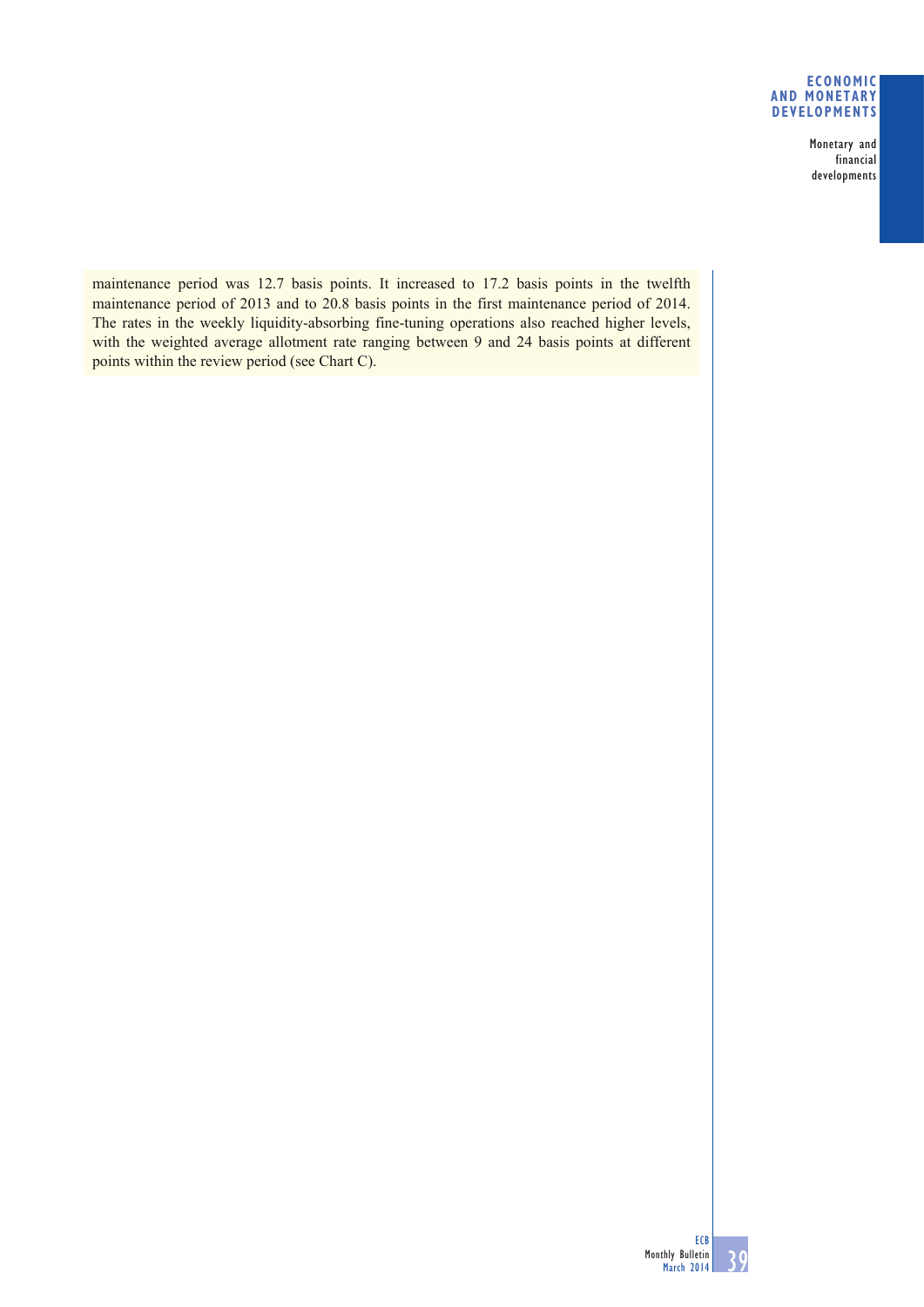maintenance period was 12.7 basis points. It increased to 17.2 basis points in the twelfth maintenance period of 2013 and to 20.8 basis points in the first maintenance period of 2014. The rates in the weekly liquidity-absorbing fine-tuning operations also reached higher levels, with the weighted average allotment rate ranging between 9 and 24 basis points at different points within the review period (see Chart C).